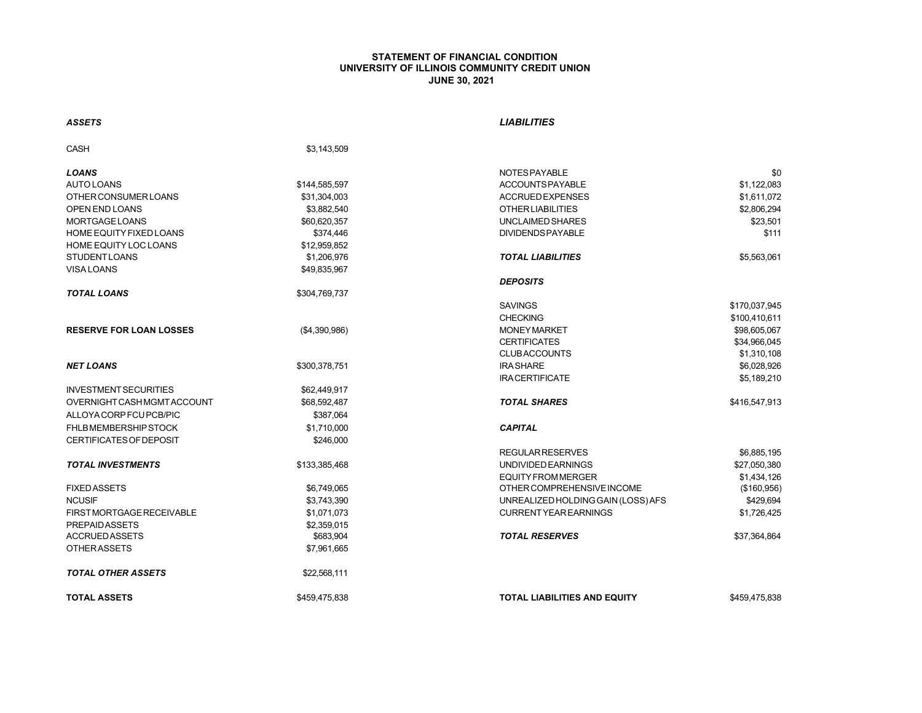# STATEMENT OF FINANCIAL CONDITION
## UNIVERSITY OF ILLINOIS COMMUNITY CREDIT UNION
### JUNE 30, 2021

| ***ASSETS*** | | ***LIABILITIES*** | |
|---|---|---|---|
| CASH | $3,143,509 | | |
| ***LOANS*** | | NOTES PAYABLE | $0 |
| AUTO LOANS | $144,585,597 | ACCOUNTS PAYABLE | $1,122,083 |
| OTHER CONSUMER LOANS | $31,304,003 | ACCRUED EXPENSES | $1,611,072 |
| OPEN END LOANS | $3,882,540 | OTHER LIABILITIES | $2,806,294 |
| MORTGAGE LOANS | $60,620,357 | UNCLAIMED SHARES | $23,501 |
| HOME EQUITY FIXED LOANS | $374,446 | DIVIDENDS PAYABLE | $111 |
| HOME EQUITY LOC LOANS | $12,959,852 | | |
| STUDENT LOANS | $1,206,976 | ***TOTAL LIABILITIES*** | $5,563,061 |
| VISA LOANS | $49,835,967 | | |
| | | ***DEPOSITS*** | |
| ***TOTAL LOANS*** | $304,769,737 | | |
| | | SAVINGS | $170,037,945 |
| | | CHECKING | $100,410,611 |
| **RESERVE FOR LOAN LOSSES** | ($4,390,986) | MONEY MARKET | $98,605,067 |
| | | CERTIFICATES | $34,966,045 |
| | | CLUB ACCOUNTS | $1,310,108 |
| ***NET LOANS*** | $300,378,751 | IRA SHARE | $6,028,926 |
| | | IRA CERTIFICATE | $5,189,210 |
| INVESTMENT SECURITIES | $62,449,917 | | |
| OVERNIGHT CASH MGMT ACCOUNT | $68,592,487 | ***TOTAL SHARES*** | $416,547,913 |
| ALLOYA CORP FCU PCB/PIC | $387,064 | | |
| FHLB MEMBERSHIP STOCK | $1,710,000 | ***CAPITAL*** | |
| CERTIFICATES OF DEPOSIT | $246,000 | | |
| | | REGULAR RESERVES | $6,885,195 |
| ***TOTAL INVESTMENTS*** | $133,385,468 | UNDIVIDED EARNINGS | $27,050,380 |
| | | EQUITY FROM MERGER | $1,434,126 |
| FIXED ASSETS | $6,749,065 | OTHER COMPREHENSIVE INCOME | ($160,956) |
| NCUSIF | $3,743,390 | UNREALIZED HOLDING GAIN (LOSS) AFS | $429,694 |
| FIRST MORTGAGE RECEIVABLE | $1,071,073 | CURRENT YEAR EARNINGS | $1,726,425 |
| PREPAID ASSETS | $2,359,015 | | |
| ACCRUED ASSETS | $683,904 | ***TOTAL RESERVES*** | $37,364,864 |
| OTHER ASSETS | $7,961,665 | | |
| ***TOTAL OTHER ASSETS*** | $22,568,111 | | |
| **TOTAL ASSETS** | $459,475,838 | **TOTAL LIABILITIES AND EQUITY** | $459,475,838 |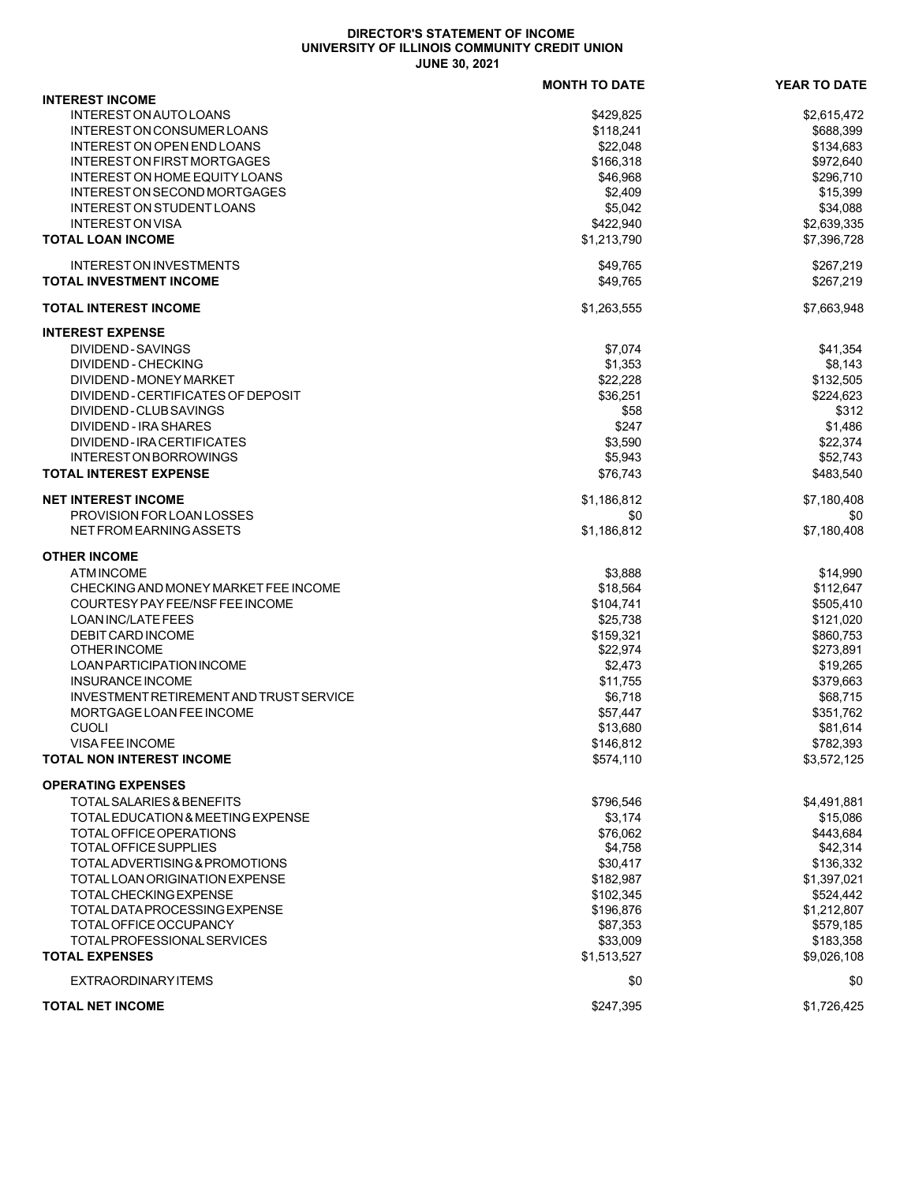**DIRECTOR'S STATEMENT OF INCOME**
**UNIVERSITY OF ILLINOIS COMMUNITY CREDIT UNION**
**JUNE 30, 2021**

| | MONTH TO DATE | YEAR TO DATE |
|---|---|---|
| **INTEREST INCOME** | | |
| INTEREST ON AUTO LOANS | $429,825 | $2,615,472 |
| INTEREST ON CONSUMER LOANS | $118,241 | $688,399 |
| INTEREST ON OPEN END LOANS | $22,048 | $134,683 |
| INTEREST ON FIRST MORTGAGES | $166,318 | $972,640 |
| INTEREST ON HOME EQUITY LOANS | $46,968 | $296,710 |
| INTEREST ON SECOND MORTGAGES | $2,409 | $15,399 |
| INTEREST ON STUDENT LOANS | $5,042 | $34,088 |
| INTEREST ON VISA | $422,940 | $2,639,335 |
| **TOTAL LOAN INCOME** | $1,213,790 | $7,396,728 |
| INTEREST ON INVESTMENTS | $49,765 | $267,219 |
| **TOTAL INVESTMENT INCOME** | $49,765 | $267,219 |
| **TOTAL INTEREST INCOME** | $1,263,555 | $7,663,948 |
| **INTEREST EXPENSE** | | |
| DIVIDEND - SAVINGS | $7,074 | $41,354 |
| DIVIDEND - CHECKING | $1,353 | $8,143 |
| DIVIDEND - MONEY MARKET | $22,228 | $132,505 |
| DIVIDEND - CERTIFICATES OF DEPOSIT | $36,251 | $224,623 |
| DIVIDEND - CLUB SAVINGS | $58 | $312 |
| DIVIDEND - IRA SHARES | $247 | $1,486 |
| DIVIDEND - IRA CERTIFICATES | $3,590 | $22,374 |
| INTEREST ON BORROWINGS | $5,943 | $52,743 |
| **TOTAL INTEREST EXPENSE** | $76,743 | $483,540 |
| **NET INTEREST INCOME** | $1,186,812 | $7,180,408 |
| PROVISION FOR LOAN LOSSES | $0 | $0 |
| NET FROM EARNING ASSETS | $1,186,812 | $7,180,408 |
| **OTHER INCOME** | | |
| ATM INCOME | $3,888 | $14,990 |
| CHECKING AND MONEY MARKET FEE INCOME | $18,564 | $112,647 |
| COURTESY PAY FEE/NSF FEE INCOME | $104,741 | $505,410 |
| LOAN INC/LATE FEES | $25,738 | $121,020 |
| DEBIT CARD INCOME | $159,321 | $860,753 |
| OTHER INCOME | $22,974 | $273,891 |
| LOAN PARTICIPATION INCOME | $2,473 | $19,265 |
| INSURANCE INCOME | $11,755 | $379,663 |
| INVESTMENT RETIREMENT AND TRUST SERVICE | $6,718 | $68,715 |
| MORTGAGE LOAN FEE INCOME | $57,447 | $351,762 |
| CUOLI | $13,680 | $81,614 |
| VISA FEE INCOME | $146,812 | $782,393 |
| **TOTAL NON INTEREST INCOME** | $574,110 | $3,572,125 |
| **OPERATING EXPENSES** | | |
| TOTAL SALARIES & BENEFITS | $796,546 | $4,491,881 |
| TOTAL EDUCATION & MEETING EXPENSE | $3,174 | $15,086 |
| TOTAL OFFICE OPERATIONS | $76,062 | $443,684 |
| TOTAL OFFICE SUPPLIES | $4,758 | $42,314 |
| TOTAL ADVERTISING & PROMOTIONS | $30,417 | $136,332 |
| TOTAL LOAN ORIGINATION EXPENSE | $182,987 | $1,397,021 |
| TOTAL CHECKING EXPENSE | $102,345 | $524,442 |
| TOTAL DATA PROCESSING EXPENSE | $196,876 | $1,212,807 |
| TOTAL OFFICE OCCUPANCY | $87,353 | $579,185 |
| TOTAL PROFESSIONAL SERVICES | $33,009 | $183,358 |
| **TOTAL EXPENSES** | $1,513,527 | $9,026,108 |
| EXTRAORDINARY ITEMS | $0 | $0 |
| **TOTAL NET INCOME** | $247,395 | $1,726,425 |